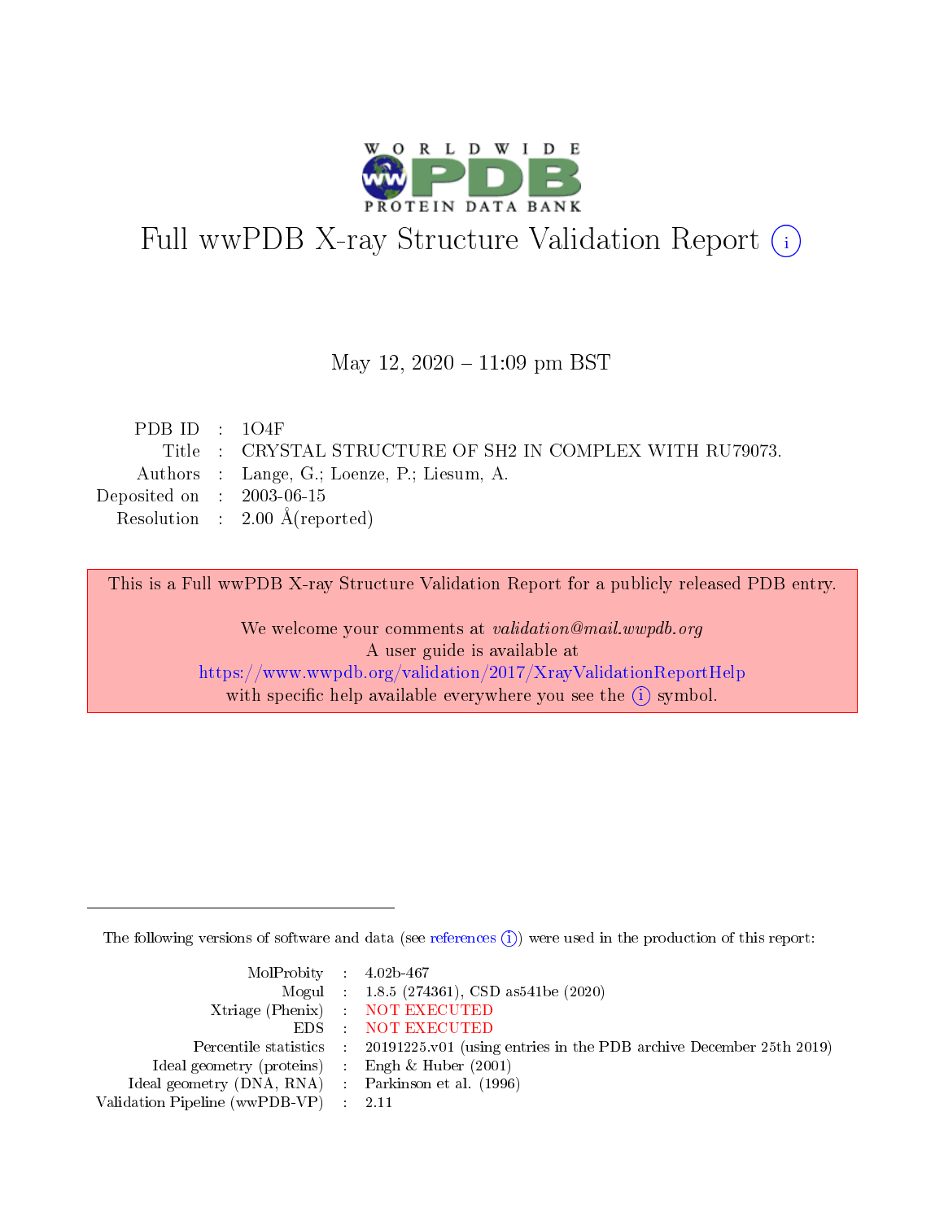# Full wwPDB X-ray Structure Validation Report (i)

May 12, 2020 – 11:09 pm BST

| | | |
|---|---|---|
| PDB ID | : | 1O4F |
| Title | : | CRYSTAL STRUCTURE OF SH2 IN COMPLEX WITH RU79073. |
| Authors | : | Lange, G.; Loenze, P.; Liesum, A. |
| Deposited on | : | 2003-06-15 |
| Resolution | : | 2.00 Å(reported) |

This is a Full wwPDB X-ray Structure Validation Report for a publicly released PDB entry.

We welcome your comments at *validation@mail.wwpdb.org*
A user guide is available at
https://www.wwpdb.org/validation/2017/XrayValidationReportHelp
with specific help available everywhere you see the (i) symbol.

The following versions of software and data (see references (i)) were used in the production of this report:

| | | |
|---|---|---|
| MolProbity | : | 4.02b-467 |
| Mogul | : | 1.8.5 (274361), CSD as541be (2020) |
| Xtriage (Phenix) | : | NOT EXECUTED |
| EDS | : | NOT EXECUTED |
| Percentile statistics | : | 20191225.v01 (using entries in the PDB archive December 25th 2019) |
| Ideal geometry (proteins) | : | Engh & Huber (2001) |
| Ideal geometry (DNA, RNA) | : | Parkinson et al. (1996) |
| Validation Pipeline (wwPDB-VP) | : | 2.11 |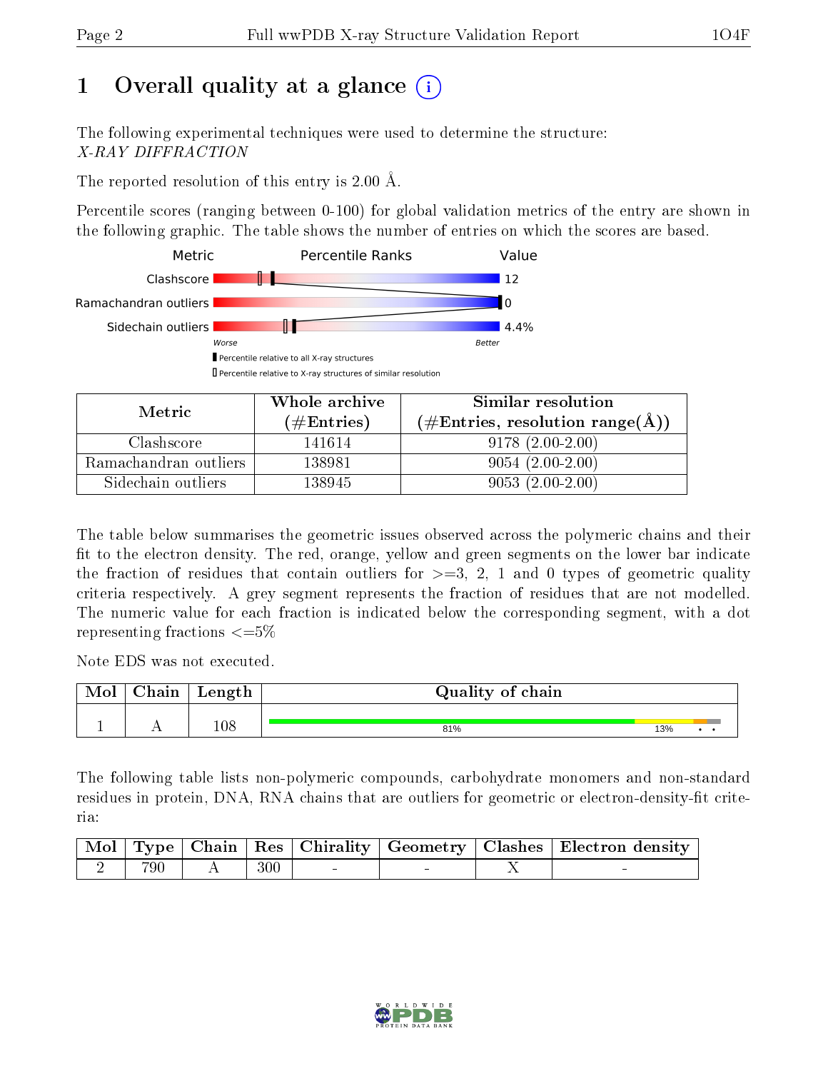# 1 Overall quality at a glance (i)

The following experimental techniques were used to determine the structure:
*X-RAY DIFFRACTION*

The reported resolution of this entry is 2.00 Å.

Percentile scores (ranging between 0-100) for global validation metrics of the entry are shown in the following graphic. The table shows the number of entries on which the scores are based.

| Metric | Value |
|---|---|
| Clashscore | 12 |
| Ramachandran outliers | 0 |
| Sidechain outliers | 4.4% |

Worse — Better

▮ Percentile relative to all X-ray structures
▯ Percentile relative to X-ray structures of similar resolution

| Metric | Whole archive (#Entries) | Similar resolution (#Entries, resolution range(Å)) |
|---|---|---|
| Clashscore | 141614 | 9178 (2.00-2.00) |
| Ramachandran outliers | 138981 | 9054 (2.00-2.00) |
| Sidechain outliers | 138945 | 9053 (2.00-2.00) |

The table below summarises the geometric issues observed across the polymeric chains and their fit to the electron density. The red, orange, yellow and green segments on the lower bar indicate the fraction of residues that contain outliers for >=3, 2, 1 and 0 types of geometric quality criteria respectively. A grey segment represents the fraction of residues that are not modelled. The numeric value for each fraction is indicated below the corresponding segment, with a dot representing fractions <=5%

Note EDS was not executed.

| Mol | Chain | Length | Quality of chain |
|---|---|---|---|
| 1 | A | 108 | 81% / 13% / • / • |

The following table lists non-polymeric compounds, carbohydrate monomers and non-standard residues in protein, DNA, RNA chains that are outliers for geometric or electron-density-fit criteria:

| Mol | Type | Chain | Res | Chirality | Geometry | Clashes | Electron density |
|---|---|---|---|---|---|---|---|
| 2 | 790 | A | 300 | - | - | X | - |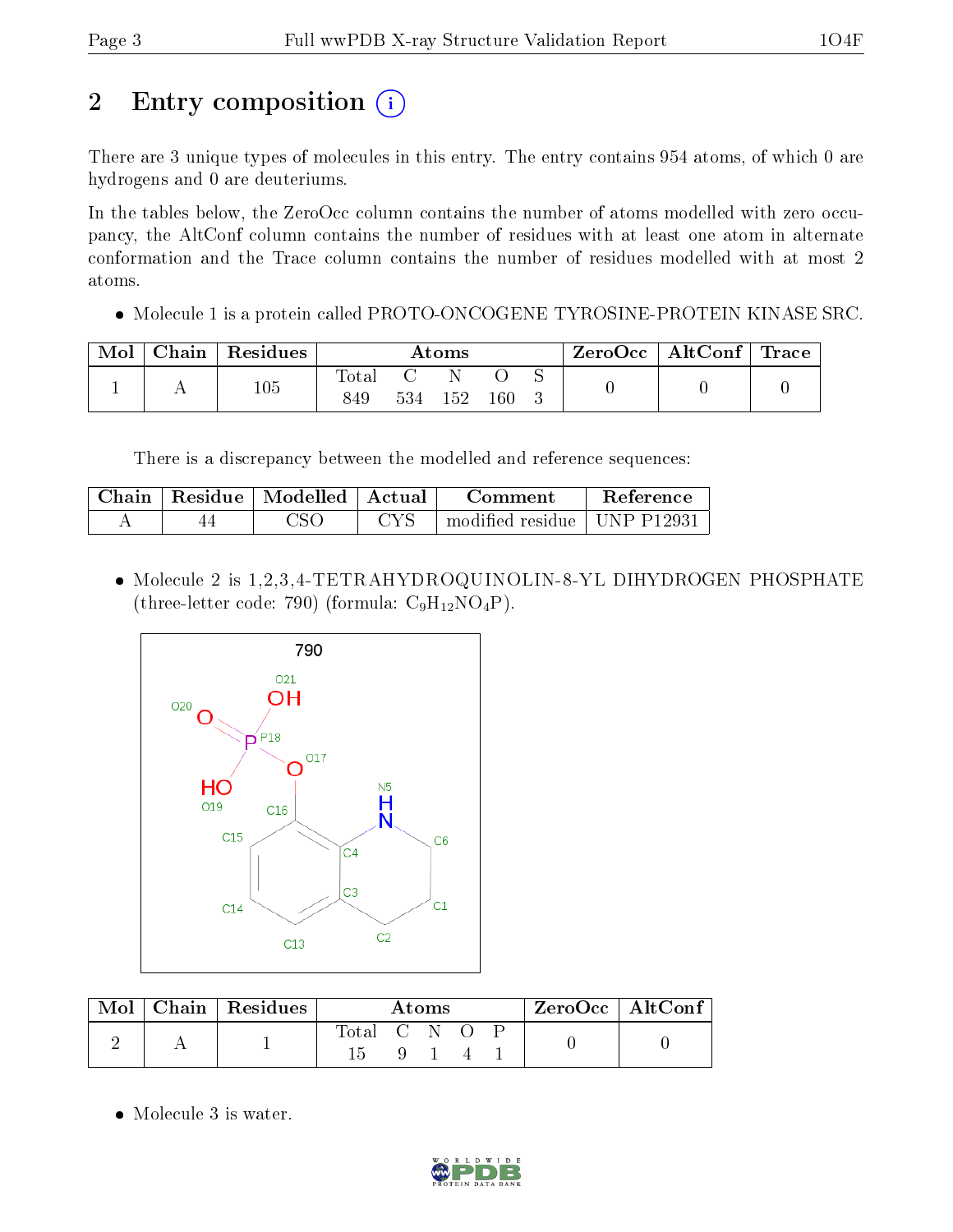# 2 Entry composition

There are 3 unique types of molecules in this entry. The entry contains 954 atoms, of which 0 are hydrogens and 0 are deuteriums.

In the tables below, the ZeroOcc column contains the number of atoms modelled with zero occupancy, the AltConf column contains the number of residues with at least one atom in alternate conformation and the Trace column contains the number of residues modelled with at most 2 atoms.

- Molecule 1 is a protein called PROTO-ONCOGENE TYROSINE-PROTEIN KINASE SRC.

| Mol | Chain | Residues | Atoms | | | | | ZeroOcc | AltConf | Trace |
|---|---|---|---|---|---|---|---|---|---|---|
| | | | Total | C | N | O | S | | | |
| 1 | A | 105 | 849 | 534 | 152 | 160 | 3 | 0 | 0 | 0 |

There is a discrepancy between the modelled and reference sequences:

| Chain | Residue | Modelled | Actual | Comment | Reference |
|---|---|---|---|---|---|
| A | 44 | CSO | CYS | modified residue | UNP P12931 |

- Molecule 2 is 1,2,3,4-TETRAHYDROQUINOLIN-8-YL DIHYDROGEN PHOSPHATE (three-letter code: 790) (formula: $C_9H_{12}NO_4P$).

| Mol | Chain | Residues | Atoms | | | | | ZeroOcc | AltConf |
|---|---|---|---|---|---|---|---|---|---|
| | | | Total | C | N | O | P | | |
| 2 | A | 1 | 15 | 9 | 1 | 4 | 1 | 0 | 0 |

- Molecule 3 is water.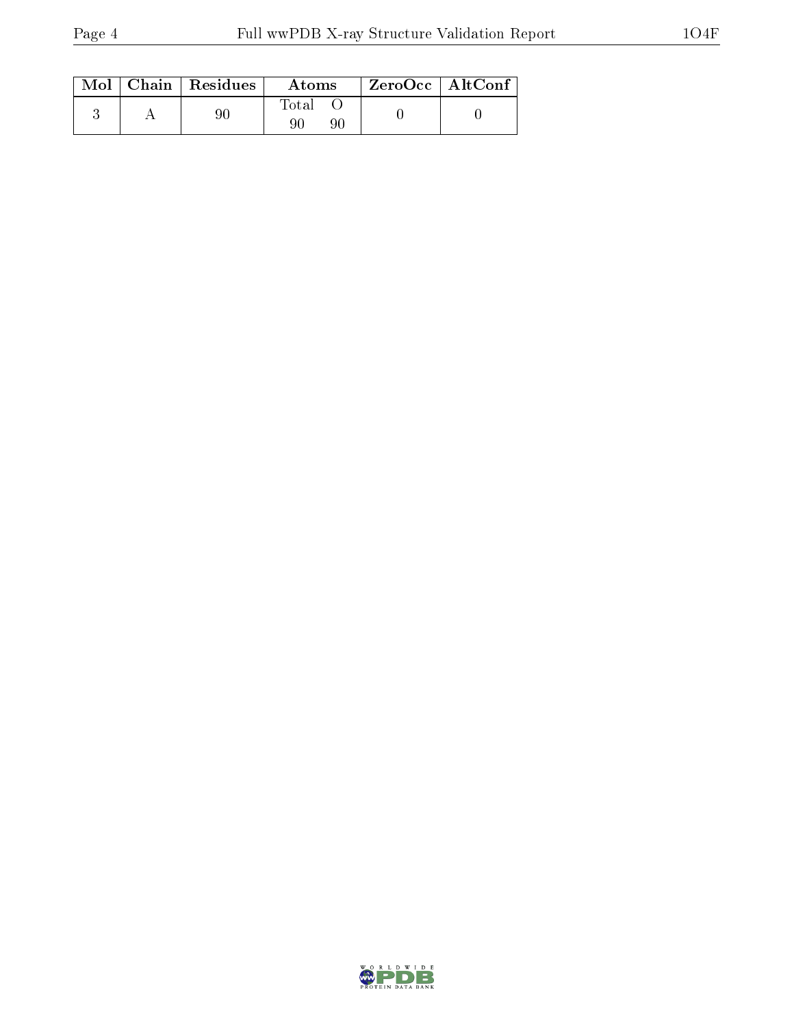| Mol | Chain | Residues | Atoms | | ZeroOcc | AltConf |
|---|---|---|---|---|---|---|
| | | | Total | O | | |
| 3 | A | 90 | 90 | 90 | 0 | 0 |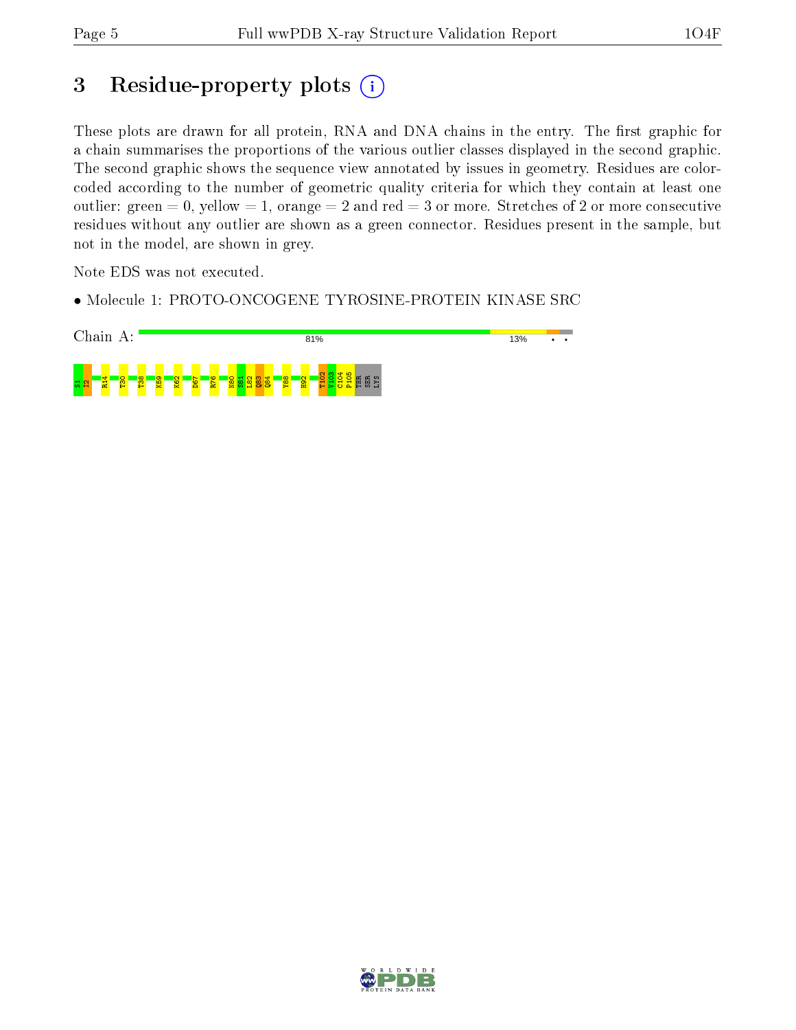# 3 Residue-property plots

These plots are drawn for all protein, RNA and DNA chains in the entry. The first graphic for a chain summarises the proportions of the various outlier classes displayed in the second graphic. The second graphic shows the sequence view annotated by issues in geometry. Residues are color-coded according to the number of geometric quality criteria for which they contain at least one outlier: green = 0, yellow = 1, orange = 2 and red = 3 or more. Stretches of 2 or more consecutive residues without any outlier are shown as a green connector. Residues present in the sample, but not in the model, are shown in grey.

Note EDS was not executed.

- Molecule 1: PROTO-ONCOGENE TYROSINE-PROTEIN KINASE SRC

Chain A: 81% 13% • •

S1 I2 R14 T30 T38 K59 K62 D67 R76 N80 S81 L82 Q83 Q84 Y88 H92 T102 V103 C104 P105 THR SER LYS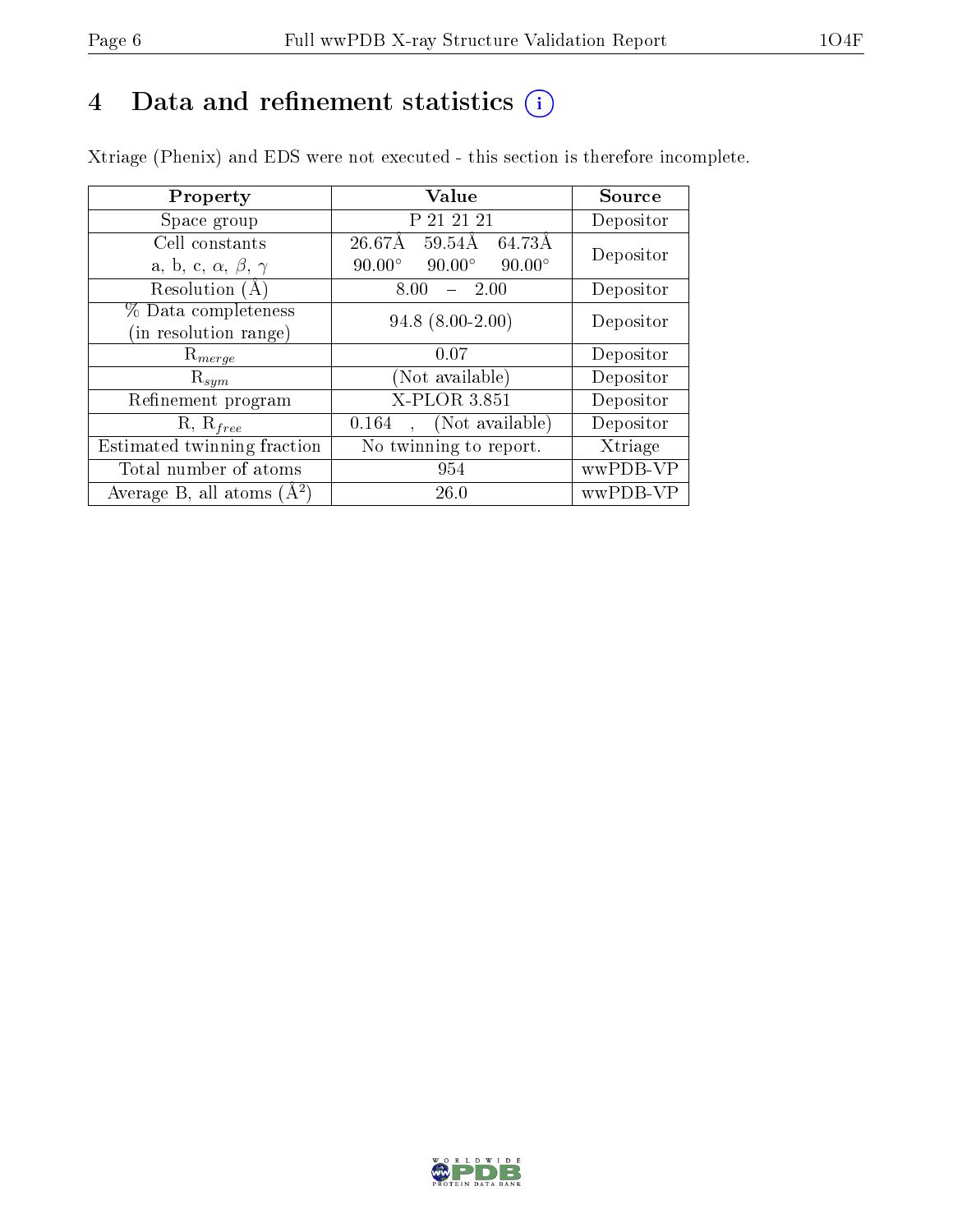# 4 Data and refinement statistics (i)

Xtriage (Phenix) and EDS were not executed - this section is therefore incomplete.

| Property | Value | Source |
|---|---|---|
| Space group | P 21 21 21 | Depositor |
| Cell constants<br>a, b, c, $\alpha$, $\beta$, $\gamma$ | 26.67Å 59.54Å 64.73Å<br>90.00° 90.00° 90.00° | Depositor |
| Resolution (Å) | 8.00 – 2.00 | Depositor |
| % Data completeness<br>(in resolution range) | 94.8 (8.00-2.00) | Depositor |
| $R_{merge}$ | 0.07 | Depositor |
| $R_{sym}$ | (Not available) | Depositor |
| Refinement program | X-PLOR 3.851 | Depositor |
| R, $R_{free}$ | 0.164 , (Not available) | Depositor |
| Estimated twinning fraction | No twinning to report. | Xtriage |
| Total number of atoms | 954 | wwPDB-VP |
| Average B, all atoms (Å$^2$) | 26.0 | wwPDB-VP |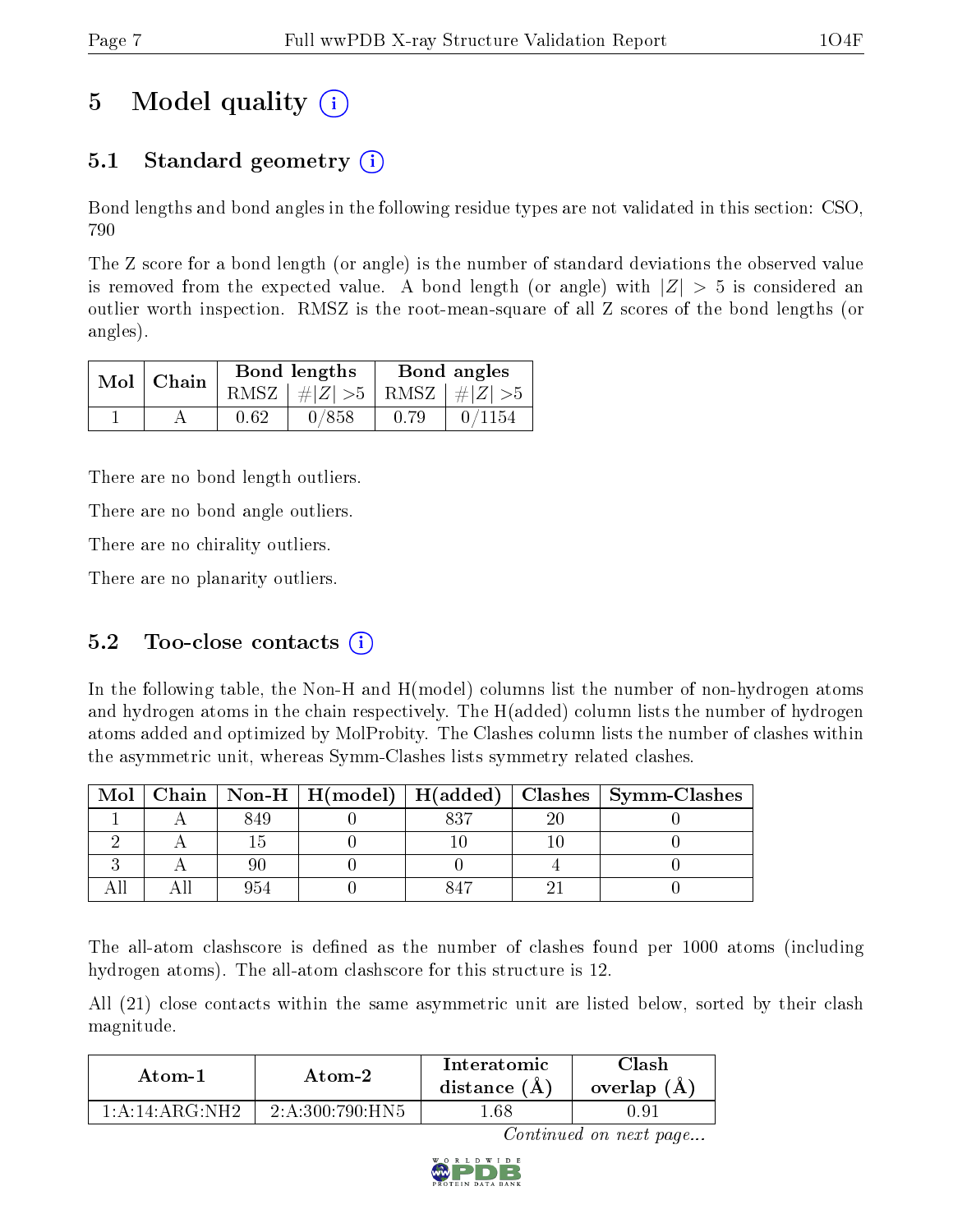# 5 Model quality

## 5.1 Standard geometry

Bond lengths and bond angles in the following residue types are not validated in this section: CSO, 790

The Z score for a bond length (or angle) is the number of standard deviations the observed value is removed from the expected value. A bond length (or angle) with $|Z| > 5$ is considered an outlier worth inspection. RMSZ is the root-mean-square of all Z scores of the bond lengths (or angles).

| Mol | Chain | Bond lengths | | Bond angles | |
|---|---|---|---|---|---|
| | | RMSZ | $\#\|Z\| > 5$ | RMSZ | $\#\|Z\| > 5$ |
| 1 | A | 0.62 | 0/858 | 0.79 | 0/1154 |

There are no bond length outliers.

There are no bond angle outliers.

There are no chirality outliers.

There are no planarity outliers.

## 5.2 Too-close contacts

In the following table, the Non-H and H(model) columns list the number of non-hydrogen atoms and hydrogen atoms in the chain respectively. The H(added) column lists the number of hydrogen atoms added and optimized by MolProbity. The Clashes column lists the number of clashes within the asymmetric unit, whereas Symm-Clashes lists symmetry related clashes.

| Mol | Chain | Non-H | H(model) | H(added) | Clashes | Symm-Clashes |
|---|---|---|---|---|---|---|
| 1 | A | 849 | 0 | 837 | 20 | 0 |
| 2 | A | 15 | 0 | 10 | 10 | 0 |
| 3 | A | 90 | 0 | 0 | 4 | 0 |
| All | All | 954 | 0 | 847 | 21 | 0 |

The all-atom clashscore is defined as the number of clashes found per 1000 atoms (including hydrogen atoms). The all-atom clashscore for this structure is 12.

All (21) close contacts within the same asymmetric unit are listed below, sorted by their clash magnitude.

| Atom-1 | Atom-2 | Interatomic distance (Å) | Clash overlap (Å) |
|---|---|---|---|
| 1:A:14:ARG:NH2 | 2:A:300:790:HN5 | 1.68 | 0.91 |

*Continued on next page...*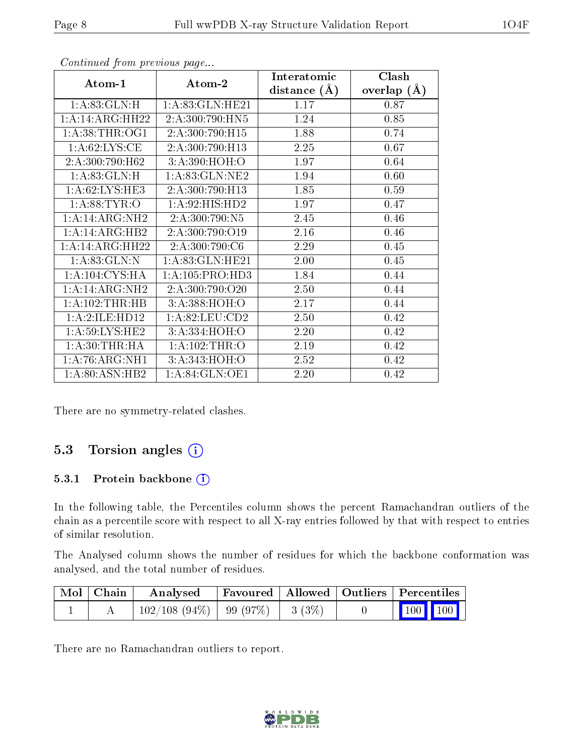*Continued from previous page...*

| Atom-1 | Atom-2 | Interatomic distance (Å) | Clash overlap (Å) |
|---|---|---|---|
| 1:A:83:GLN:H | 1:A:83:GLN:HE21 | 1.17 | 0.87 |
| 1:A:14:ARG:HH22 | 2:A:300:790:HN5 | 1.24 | 0.85 |
| 1:A:38:THR:OG1 | 2:A:300:790:H15 | 1.88 | 0.74 |
| 1:A:62:LYS:CE | 2:A:300:790:H13 | 2.25 | 0.67 |
| 2:A:300:790:H62 | 3:A:390:HOH:O | 1.97 | 0.64 |
| 1:A:83:GLN:H | 1:A:83:GLN:NE2 | 1.94 | 0.60 |
| 1:A:62:LYS:HE3 | 2:A:300:790:H13 | 1.85 | 0.59 |
| 1:A:88:TYR:O | 1:A:92:HIS:HD2 | 1.97 | 0.47 |
| 1:A:14:ARG:NH2 | 2:A:300:790:N5 | 2.45 | 0.46 |
| 1:A:14:ARG:HB2 | 2:A:300:790:O19 | 2.16 | 0.46 |
| 1:A:14:ARG:HH22 | 2:A:300:790:C6 | 2.29 | 0.45 |
| 1:A:83:GLN:N | 1:A:83:GLN:HE21 | 2.00 | 0.45 |
| 1:A:104:CYS:HA | 1:A:105:PRO:HD3 | 1.84 | 0.44 |
| 1:A:14:ARG:NH2 | 2:A:300:790:O20 | 2.50 | 0.44 |
| 1:A:102:THR:HB | 3:A:388:HOH:O | 2.17 | 0.44 |
| 1:A:2:ILE:HD12 | 1:A:82:LEU:CD2 | 2.50 | 0.42 |
| 1:A:59:LYS:HE2 | 3:A:334:HOH:O | 2.20 | 0.42 |
| 1:A:30:THR:HA | 1:A:102:THR:O | 2.19 | 0.42 |
| 1:A:76:ARG:NH1 | 3:A:343:HOH:O | 2.52 | 0.42 |
| 1:A:80:ASN:HB2 | 1:A:84:GLN:OE1 | 2.20 | 0.42 |

There are no symmetry-related clashes.

## 5.3 Torsion angles

### 5.3.1 Protein backbone

In the following table, the Percentiles column shows the percent Ramachandran outliers of the chain as a percentile score with respect to all X-ray entries followed by that with respect to entries of similar resolution.

The Analysed column shows the number of residues for which the backbone conformation was analysed, and the total number of residues.

| Mol | Chain | Analysed | Favoured | Allowed | Outliers | Percentiles | |
|---|---|---|---|---|---|---|---|
| 1 | A | 102/108 (94%) | 99 (97%) | 3 (3%) | 0 | 100 | 100 |

There are no Ramachandran outliers to report.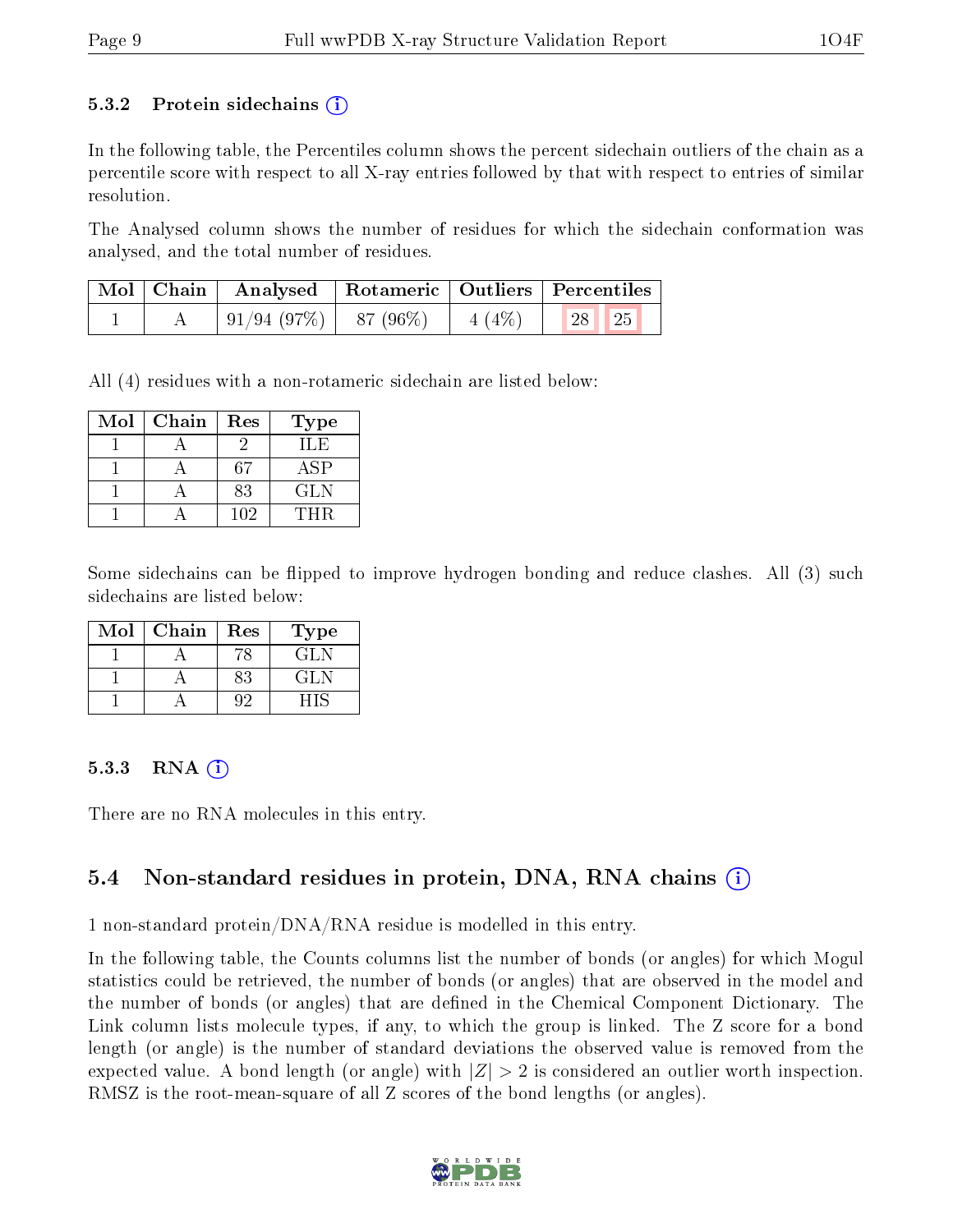### 5.3.2 Protein sidechains

In the following table, the Percentiles column shows the percent sidechain outliers of the chain as a percentile score with respect to all X-ray entries followed by that with respect to entries of similar resolution.

The Analysed column shows the number of residues for which the sidechain conformation was analysed, and the total number of residues.

| Mol | Chain | Analysed | Rotameric | Outliers | Percentiles |
|---|---|---|---|---|---|
| 1 | A | 91/94 (97%) | 87 (96%) | 4 (4%) | 28 25 |

All (4) residues with a non-rotameric sidechain are listed below:

| Mol | Chain | Res | Type |
|---|---|---|---|
| 1 | A | 2 | ILE |
| 1 | A | 67 | ASP |
| 1 | A | 83 | GLN |
| 1 | A | 102 | THR |

Some sidechains can be flipped to improve hydrogen bonding and reduce clashes. All (3) such sidechains are listed below:

| Mol | Chain | Res | Type |
|---|---|---|---|
| 1 | A | 78 | GLN |
| 1 | A | 83 | GLN |
| 1 | A | 92 | HIS |

### 5.3.3 RNA

There are no RNA molecules in this entry.

## 5.4 Non-standard residues in protein, DNA, RNA chains

1 non-standard protein/DNA/RNA residue is modelled in this entry.

In the following table, the Counts columns list the number of bonds (or angles) for which Mogul statistics could be retrieved, the number of bonds (or angles) that are observed in the model and the number of bonds (or angles) that are defined in the Chemical Component Dictionary. The Link column lists molecule types, if any, to which the group is linked. The Z score for a bond length (or angle) is the number of standard deviations the observed value is removed from the expected value. A bond length (or angle) with $|Z| > 2$ is considered an outlier worth inspection. RMSZ is the root-mean-square of all Z scores of the bond lengths (or angles).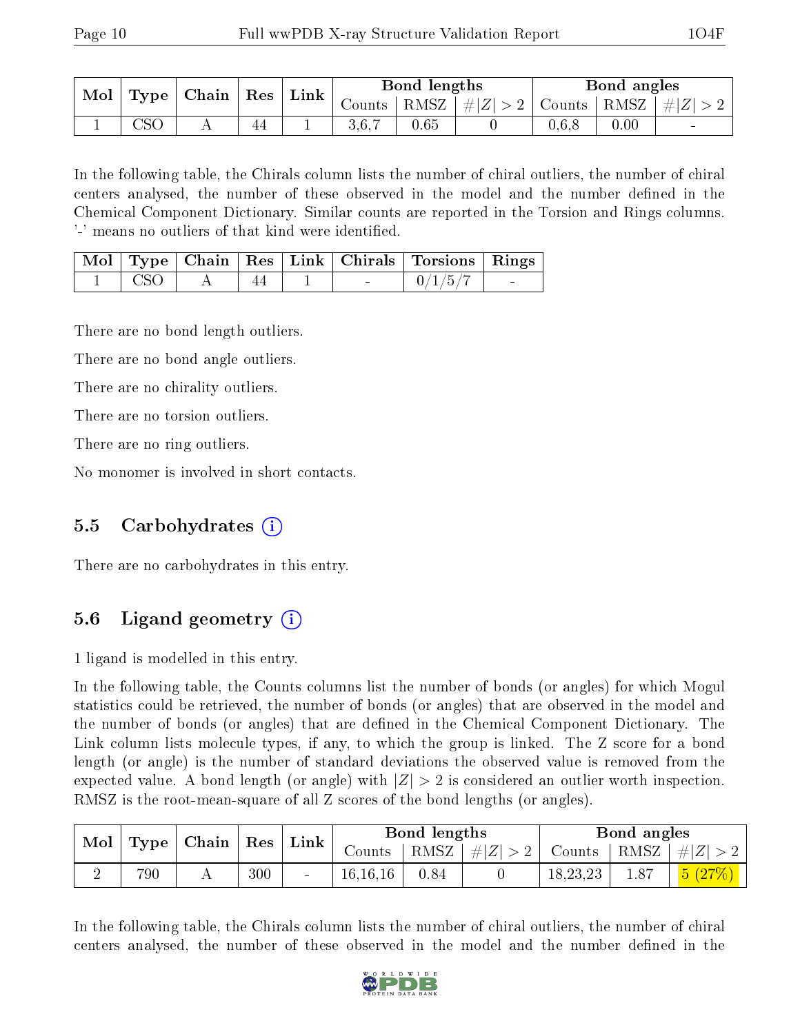| Mol | Type | Chain | Res | Link | Bond lengths | | | Bond angles | | |
|---|---|---|---|---|---|---|---|---|---|---|
| | | | | | Counts | RMSZ | #\|Z\| > 2 | Counts | RMSZ | #\|Z\| > 2 |
| 1 | CSO | A | 44 | 1 | 3,6,7 | 0.65 | 0 | 0,6,8 | 0.00 | - |

In the following table, the Chirals column lists the number of chiral outliers, the number of chiral centers analysed, the number of these observed in the model and the number defined in the Chemical Component Dictionary. Similar counts are reported in the Torsion and Rings columns. '-' means no outliers of that kind were identified.

| Mol | Type | Chain | Res | Link | Chirals | Torsions | Rings |
|---|---|---|---|---|---|---|---|
| 1 | CSO | A | 44 | 1 | - | 0/1/5/7 | - |

There are no bond length outliers.

There are no bond angle outliers.

There are no chirality outliers.

There are no torsion outliers.

There are no ring outliers.

No monomer is involved in short contacts.

### 5.5 Carbohydrates

There are no carbohydrates in this entry.

### 5.6 Ligand geometry

1 ligand is modelled in this entry.

In the following table, the Counts columns list the number of bonds (or angles) for which Mogul statistics could be retrieved, the number of bonds (or angles) that are observed in the model and the number of bonds (or angles) that are defined in the Chemical Component Dictionary. The Link column lists molecule types, if any, to which the group is linked. The Z score for a bond length (or angle) is the number of standard deviations the observed value is removed from the expected value. A bond length (or angle) with $|Z| > 2$ is considered an outlier worth inspection. RMSZ is the root-mean-square of all Z scores of the bond lengths (or angles).

| Mol | Type | Chain | Res | Link | Bond lengths | | | Bond angles | | |
|---|---|---|---|---|---|---|---|---|---|---|
| | | | | | Counts | RMSZ | #\|Z\| > 2 | Counts | RMSZ | #\|Z\| > 2 |
| 2 | 790 | A | 300 | - | 16,16,16 | 0.84 | 0 | 18,23,23 | 1.87 | 5 (27%) |

In the following table, the Chirals column lists the number of chiral outliers, the number of chiral centers analysed, the number of these observed in the model and the number defined in the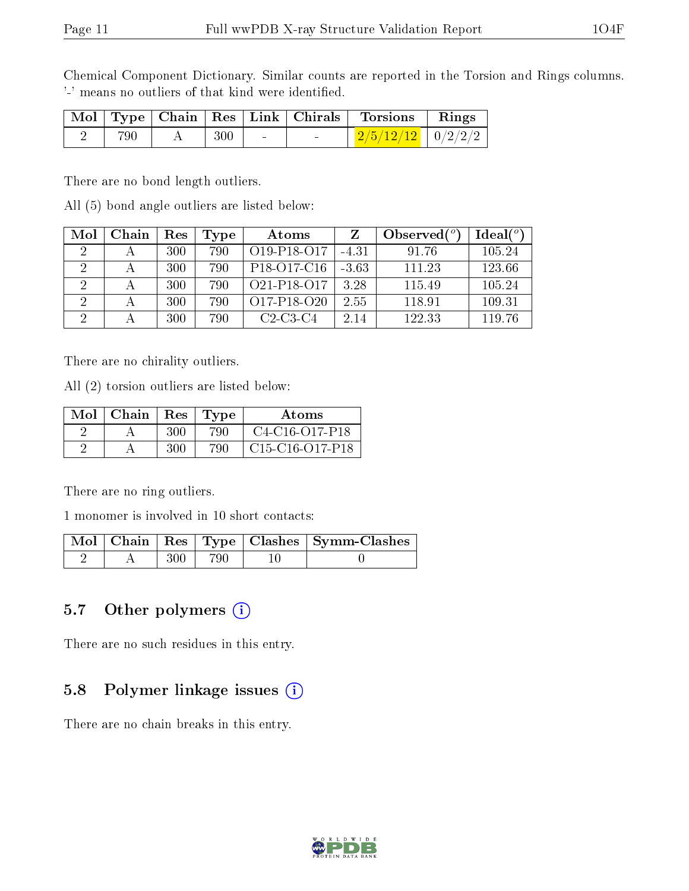Chemical Component Dictionary. Similar counts are reported in the Torsion and Rings columns. '-' means no outliers of that kind were identified.

| Mol | Type | Chain | Res | Link | Chirals | Torsions | Rings |
|---|---|---|---|---|---|---|---|
| 2 | 790 | A | 300 | - | - | 2/5/12/12 | 0/2/2/2 |

There are no bond length outliers.

All (5) bond angle outliers are listed below:

| Mol | Chain | Res | Type | Atoms | Z | Observed(°) | Ideal(°) |
|---|---|---|---|---|---|---|---|
| 2 | A | 300 | 790 | O19-P18-O17 | -4.31 | 91.76 | 105.24 |
| 2 | A | 300 | 790 | P18-O17-C16 | -3.63 | 111.23 | 123.66 |
| 2 | A | 300 | 790 | O21-P18-O17 | 3.28 | 115.49 | 105.24 |
| 2 | A | 300 | 790 | O17-P18-O20 | 2.55 | 118.91 | 109.31 |
| 2 | A | 300 | 790 | C2-C3-C4 | 2.14 | 122.33 | 119.76 |

There are no chirality outliers.

All (2) torsion outliers are listed below:

| Mol | Chain | Res | Type | Atoms |
|---|---|---|---|---|
| 2 | A | 300 | 790 | C4-C16-O17-P18 |
| 2 | A | 300 | 790 | C15-C16-O17-P18 |

There are no ring outliers.

1 monomer is involved in 10 short contacts:

| Mol | Chain | Res | Type | Clashes | Symm-Clashes |
|---|---|---|---|---|---|
| 2 | A | 300 | 790 | 10 | 0 |

### 5.7 Other polymers

There are no such residues in this entry.

### 5.8 Polymer linkage issues

There are no chain breaks in this entry.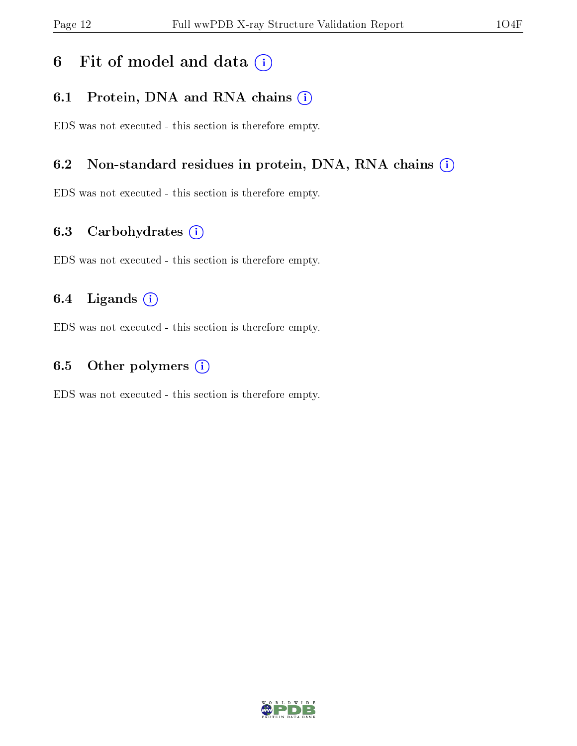# 6 Fit of model and data (i)

## 6.1 Protein, DNA and RNA chains (i)

EDS was not executed - this section is therefore empty.

## 6.2 Non-standard residues in protein, DNA, RNA chains (i)

EDS was not executed - this section is therefore empty.

## 6.3 Carbohydrates (i)

EDS was not executed - this section is therefore empty.

## 6.4 Ligands (i)

EDS was not executed - this section is therefore empty.

## 6.5 Other polymers (i)

EDS was not executed - this section is therefore empty.